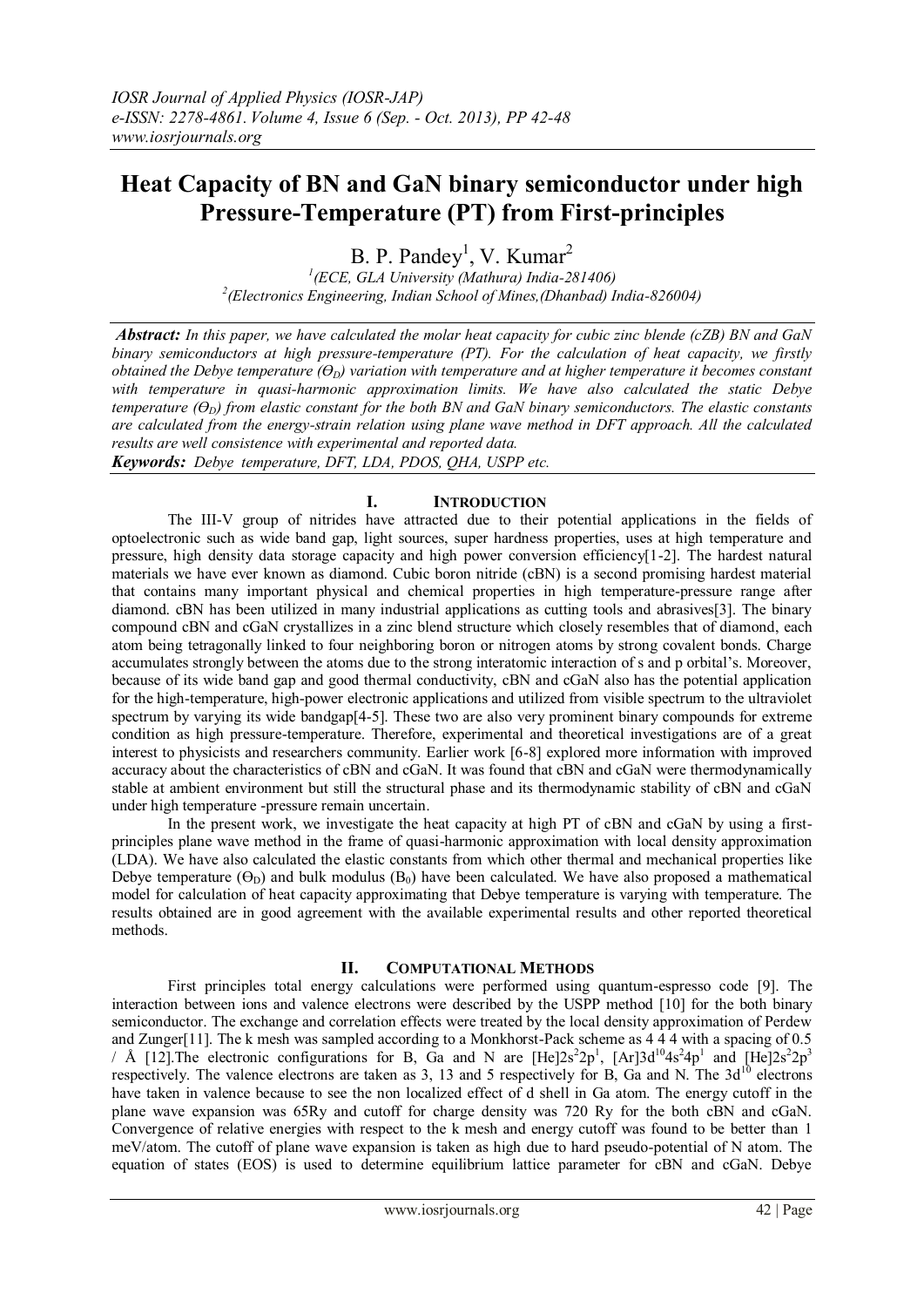# Heat Capacity of BN and GaN binary semiconductor under high Pressure-Temperature (PT) from First-principles

B. P. Pandey[1], V. Kumar[2]

[1](ECE, GLA University (Mathura) India-281406)
[2](Electronics Engineering, Indian School of Mines,(Dhanbad) India-826004)

***Abstract:*** *In this paper, we have calculated the molar heat capacity for cubic zinc blende (cZB) BN and GaN binary semiconductors at high pressure-temperature (PT). For the calculation of heat capacity, we firstly obtained the Debye temperature ($\Theta_D$) variation with temperature and at higher temperature it becomes constant with temperature in quasi-harmonic approximation limits. We have also calculated the static Debye temperature ($\Theta_D$) from elastic constant for the both BN and GaN binary semiconductors. The elastic constants are calculated from the energy-strain relation using plane wave method in DFT approach. All the calculated results are well consistence with experimental and reported data.*

***Keywords:*** *Debye temperature, DFT, LDA, PDOS, QHA, USPP etc.*

## I. Introduction

The III-V group of nitrides have attracted due to their potential applications in the fields of optoelectronic such as wide band gap, light sources, super hardness properties, uses at high temperature and pressure, high density data storage capacity and high power conversion efficiency[1-2]. The hardest natural materials we have ever known as diamond. Cubic boron nitride (cBN) is a second promising hardest material that contains many important physical and chemical properties in high temperature-pressure range after diamond. cBN has been utilized in many industrial applications as cutting tools and abrasives[3]. The binary compound cBN and cGaN crystallizes in a zinc blend structure which closely resembles that of diamond, each atom being tetragonally linked to four neighboring boron or nitrogen atoms by strong covalent bonds. Charge accumulates strongly between the atoms due to the strong interatomic interaction of s and p orbital's. Moreover, because of its wide band gap and good thermal conductivity, cBN and cGaN also has the potential application for the high-temperature, high-power electronic applications and utilized from visible spectrum to the ultraviolet spectrum by varying its wide bandgap[4-5]. These two are also very prominent binary compounds for extreme condition as high pressure-temperature. Therefore, experimental and theoretical investigations are of a great interest to physicists and researchers community. Earlier work [6-8] explored more information with improved accuracy about the characteristics of cBN and cGaN. It was found that cBN and cGaN were thermodynamically stable at ambient environment but still the structural phase and its thermodynamic stability of cBN and cGaN under high temperature -pressure remain uncertain.

In the present work, we investigate the heat capacity at high PT of cBN and cGaN by using a first-principles plane wave method in the frame of quasi-harmonic approximation with local density approximation (LDA). We have also calculated the elastic constants from which other thermal and mechanical properties like Debye temperature ($\Theta_D$) and bulk modulus ($B_0$) have been calculated. We have also proposed a mathematical model for calculation of heat capacity approximating that Debye temperature is varying with temperature. The results obtained are in good agreement with the available experimental results and other reported theoretical methods.

## II. Computational Methods

First principles total energy calculations were performed using quantum-espresso code [9]. The interaction between ions and valence electrons were described by the USPP method [10] for the both binary semiconductor. The exchange and correlation effects were treated by the local density approximation of Perdew and Zunger[11]. The k mesh was sampled according to a Monkhorst-Pack scheme as 4 4 4 with a spacing of 0.5 / Å [12].The electronic configurations for B, Ga and N are $[He]2s^2 2p^1$, $[Ar]3d^{10}4s^2 4p^1$ and $[He]2s^2 2p^3$ respectively. The valence electrons are taken as 3, 13 and 5 respectively for B, Ga and N. The $3d^{10}$ electrons have taken in valence because to see the non localized effect of d shell in Ga atom. The energy cutoff in the plane wave expansion was 65Ry and cutoff for charge density was 720 Ry for the both cBN and cGaN. Convergence of relative energies with respect to the k mesh and energy cutoff was found to be better than 1 meV/atom. The cutoff of plane wave expansion is taken as high due to hard pseudo-potential of N atom. The equation of states (EOS) is used to determine equilibrium lattice parameter for cBN and cGaN. Debye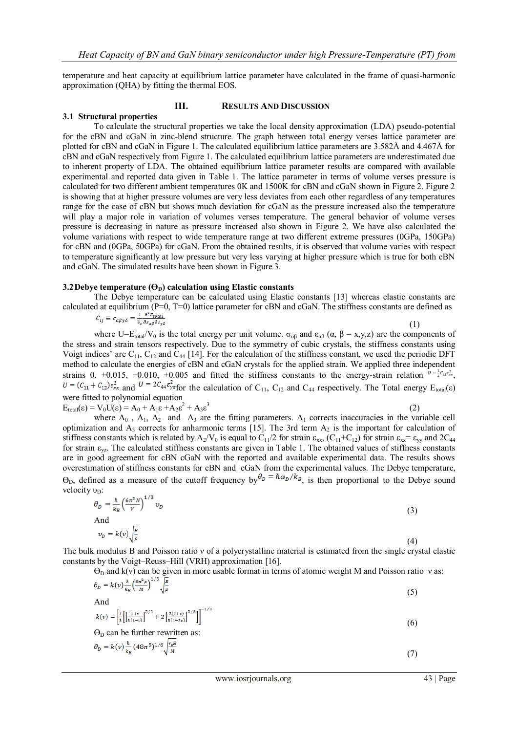temperature and heat capacity at equilibrium lattice parameter have calculated in the frame of quasi-harmonic approximation (QHA) by fitting the thermal EOS.

## III. Results And Discussion

### 3.1 Structural properties

To calculate the structural properties we take the local density approximation (LDA) pseudo-potential for the cBN and cGaN in zinc-blend structure. The graph between total energy verses lattice parameter are plotted for cBN and cGaN in Figure 1. The calculated equilibrium lattice parameters are 3.582Å and 4.467Å for cBN and cGaN respectively from Figure 1. The calculated equilibrium lattice parameters are underestimated due to inherent property of LDA. The obtained equilibrium lattice parameter results are compared with available experimental and reported data given in Table 1. The lattice parameter in terms of volume verses pressure is calculated for two different ambient temperatures 0K and 1500K for cBN and cGaN shown in Figure 2. Figure 2 is showing that at higher pressure volumes are very less deviates from each other regardless of any temperatures range for the case of cBN but shows much deviation for cGaN as the pressure increased also the temperature will play a major role in variation of volumes verses temperature. The general behavior of volume verses pressure is decreasing in nature as pressure increased also shown in Figure 2. We have also calculated the volume variations with respect to wide temperature range at two different extreme pressures (0GPa, 150GPa) for cBN and (0GPa, 50GPa) for cGaN. From the obtained results, it is observed that volume varies with respect to temperature significantly at low pressure but very less varying at higher pressure which is true for both cBN and cGaN. The simulated results have been shown in Figure 3.

### 3.2 Debye temperature ($\Theta_D$) calculation using Elastic constants

The Debye temperature can be calculated using Elastic constants [13] whereas elastic constants are calculated at equilibrium (P=0, T=0) lattice parameter for cBN and cGaN. The stiffness constants are defined as

$$C_{ij} = c_{\alpha\beta\gamma\delta} = \frac{1}{V_0}\frac{\partial^2 E_{total}}{\partial \varepsilon_{\alpha\beta}\partial \varepsilon_{\gamma\delta}} \tag{1}$$

where $U=E_{total}/V_0$ is the total energy per unit volume. $\sigma_{\alpha\beta}$ and $\varepsilon_{\alpha\beta}$ ($\alpha$, $\beta$ = x,y,z) are the components of the stress and strain tensors respectively. Due to the symmetry of cubic crystals, the stiffness constants using Voigt indices' are $C_{11}$, $C_{12}$ and $C_{44}$ [14]. For the calculation of the stiffness constant, we used the periodic DFT method to calculate the energies of cBN and cGaN crystals for the applied strain. We applied three independent strains 0, ±0.015, ±0.010, ±0.005 and fitted the stiffness constants to the energy-strain relation $U = \frac{1}{2}C_{11}\varepsilon_{xx}^2$, $U = (C_{11}+C_{12})\varepsilon_{xx}^2$ and $U = 2C_{44}\varepsilon_{yz}^2$ for the calculation of $C_{11}$, $C_{12}$ and $C_{44}$ respectively. The Total energy $E_{total}(\varepsilon)$ were fitted to polynomial equation

$$E_{total}(\varepsilon) = V_0U(\varepsilon) = A_0 + A_1\varepsilon + A_2\varepsilon^2 + A_3\varepsilon^3 \tag{2}$$

where $A_0$, $A_1$, $A_2$ and $A_3$ are the fitting parameters. $A_1$ corrects inaccuracies in the variable cell optimization and $A_3$ corrects for anharmonic terms [15]. The 3rd term $A_2$ is the important for calculation of stiffness constants which is related by $A_2/V_0$ is equal to $C_{11}/2$ for strain $\varepsilon_{xx}$, $(C_{11}+C_{12})$ for strain $\varepsilon_{xx} = \varepsilon_{yy}$ and $2C_{44}$ for strain $\varepsilon_{yz}$. The calculated stiffness constants are given in Table 1. The obtained values of stiffness constants are in good agreement for cBN cGaN with the reported and available experimental data. The results shows overestimation of stiffness constants for cBN and cGaN from the experimental values. The Debye temperature, $\Theta_D$, defined as a measure of the cutoff frequency by $\theta_D = \hbar\omega_D/k_B$, is then proportional to the Debye sound velocity $\upsilon_D$:

$$\theta_D = \frac{\hbar}{k_B}\left(\frac{6\pi^2 N}{V}\right)^{1/3}\upsilon_D \tag{3}$$

And

$$\upsilon_D = k(\nu)\sqrt{\frac{B}{\rho}} \tag{4}$$

The bulk modulus B and Poisson ratio $\nu$ of a polycrystalline material is estimated from the single crystal elastic constants by the Voigt–Reuss–Hill (VRH) approximation [16].

$\Theta_D$ and $k(\nu)$ can be given in more usable format in terms of atomic weight M and Poisson ratio $\nu$ as:

$$\theta_D = k(\nu)\frac{\hbar}{k_B}\left(\frac{6\pi^2\rho}{M}\right)^{1/3}\sqrt{\frac{B}{\rho}} \tag{5}$$

And

$$k(\nu) = \left[\frac{1}{3}\left[\left[\frac{1+\nu}{3(1-\nu)}\right]^{3/2} + 2\left[\frac{2(1+\nu)}{3(1-2\nu)}\right]^{3/2}\right]\right]^{-1/3} \tag{6}$$

$\Theta_D$ can be further rewritten as:

$$\theta_D = k(\nu)\frac{\hbar}{k_B}(48\pi^5)^{1/6}\sqrt{\frac{r_e B}{M}} \tag{7}$$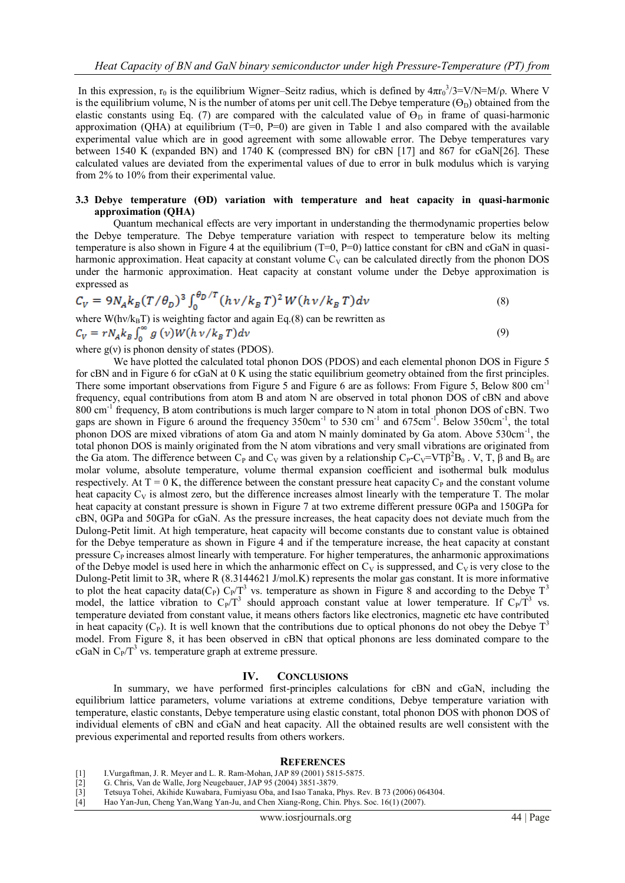In this expression, $r_0$ is the equilibrium Wigner–Seitz radius, which is defined by $4\pi r_0^3/3=V/N=M/\rho$. Where V is the equilibrium volume, N is the number of atoms per unit cell.The Debye temperature ($\Theta_D$) obtained from the elastic constants using Eq. (7) are compared with the calculated value of $\Theta_D$ in frame of quasi-harmonic approximation (QHA) at equilibrium (T=0, P=0) are given in Table 1 and also compared with the available experimental value which are in good agreement with some allowable error. The Debye temperatures vary between 1540 K (expanded BN) and 1740 K (compressed BN) for cBN [17] and 867 for cGaN[26]. These calculated values are deviated from the experimental values of due to error in bulk modulus which is varying from 2% to 10% from their experimental value.

### 3.3 Debye temperature (ӨD) variation with temperature and heat capacity in quasi-harmonic approximation (QHA)

Quantum mechanical effects are very important in understanding the thermodynamic properties below the Debye temperature. The Debye temperature variation with respect to temperature below its melting temperature is also shown in Figure 4 at the equilibrium (T=0, P=0) lattice constant for cBN and cGaN in quasi-harmonic approximation. Heat capacity at constant volume $C_V$ can be calculated directly from the phonon DOS under the harmonic approximation. Heat capacity at constant volume under the Debye approximation is expressed as

$$C_V = 9N_A k_B (T/\theta_D)^3 \int_0^{\theta_D/T} (h\nu/k_B T)^2 W(h\nu/k_B T) d\nu \tag{8}$$

where $W(h\nu/k_BT)$ is weighting factor and again Eq.(8) can be rewritten as

$$C_V = rN_A k_B \int_0^{\infty} g(\nu) W(h\nu/k_B T) d\nu \tag{9}$$

where $g(\nu)$ is phonon density of states (PDOS).

We have plotted the calculated total phonon DOS (PDOS) and each elemental phonon DOS in Figure 5 for cBN and in Figure 6 for cGaN at 0 K using the static equilibrium geometry obtained from the first principles. There some important observations from Figure 5 and Figure 6 are as follows: From Figure 5, Below 800 $cm^{-1}$ frequency, equal contributions from atom B and atom N are observed in total phonon DOS of cBN and above 800 $cm^{-1}$ frequency, B atom contributions is much larger compare to N atom in total phonon DOS of cBN. Two gaps are shown in Figure 6 around the frequency 350$cm^{-1}$ to 530 $cm^{-1}$ and 675$cm^{-1}$. Below 350$cm^{-1}$, the total phonon DOS are mixed vibrations of atom Ga and atom N mainly dominated by Ga atom. Above 530$cm^{-1}$, the total phonon DOS is mainly originated from the N atom vibrations and very small vibrations are originated from the Ga atom. The difference between $C_P$ and $C_V$ was given by a relationship $C_P$-$C_V$=$VT\beta^2B_0$ . V, T, β and $B_0$ are molar volume, absolute temperature, volume thermal expansion coefficient and isothermal bulk modulus respectively. At T = 0 K, the difference between the constant pressure heat capacity $C_P$ and the constant volume heat capacity $C_V$ is almost zero, but the difference increases almost linearly with the temperature T. The molar heat capacity at constant pressure is shown in Figure 7 at two extreme different pressure 0GPa and 150GPa for cBN, 0GPa and 50GPa for cGaN. As the pressure increases, the heat capacity does not deviate much from the Dulong-Petit limit. At high temperature, heat capacity will become constants due to constant value is obtained for the Debye temperature as shown in Figure 4 and if the temperature increase, the heat capacity at constant pressure $C_P$ increases almost linearly with temperature. For higher temperatures, the anharmonic approximations of the Debye model is used here in which the anharmonic effect on $C_V$ is suppressed, and $C_V$ is very close to the Dulong-Petit limit to 3R, where R (8.3144621 J/mol.K) represents the molar gas constant. It is more informative to plot the heat capacity data($C_P$) $C_P/T^3$ vs. temperature as shown in Figure 8 and according to the Debye $T^3$ model, the lattice vibration to $C_P/T^3$ should approach constant value at lower temperature. If $C_P/T^3$ vs. temperature deviated from constant value, it means others factors like electronics, magnetic etc have contributed in heat capacity ($C_P$). It is well known that the contributions due to optical phonons do not obey the Debye $T^3$ model. From Figure 8, it has been observed in cBN that optical phonons are less dominated compare to the cGaN in $C_P/T^3$ vs. temperature graph at extreme pressure.

## IV. Conclusions

In summary, we have performed first-principles calculations for cBN and cGaN, including the equilibrium lattice parameters, volume variations at extreme conditions, Debye temperature variation with temperature, elastic constants, Debye temperature using elastic constant, total phonon DOS with phonon DOS of individual elements of cBN and cGaN and heat capacity. All the obtained results are well consistent with the previous experimental and reported results from others workers.

## References

[1] I.Vurgaftman, J. R. Meyer and L. R. Ram-Mohan, JAP 89 (2001) 5815-5875.
[2] G. Chris, Van de Walle, Jorg Neugebauer, JAP 95 (2004) 3851-3879.
[3] Tetsuya Tohei, Akihide Kuwabara, Fumiyasu Oba, and Isao Tanaka, Phys. Rev. B 73 (2006) 064304.
[4] Hao Yan-Jun, Cheng Yan,Wang Yan-Ju, and Chen Xiang-Rong, Chin. Phys. Soc. 16(1) (2007).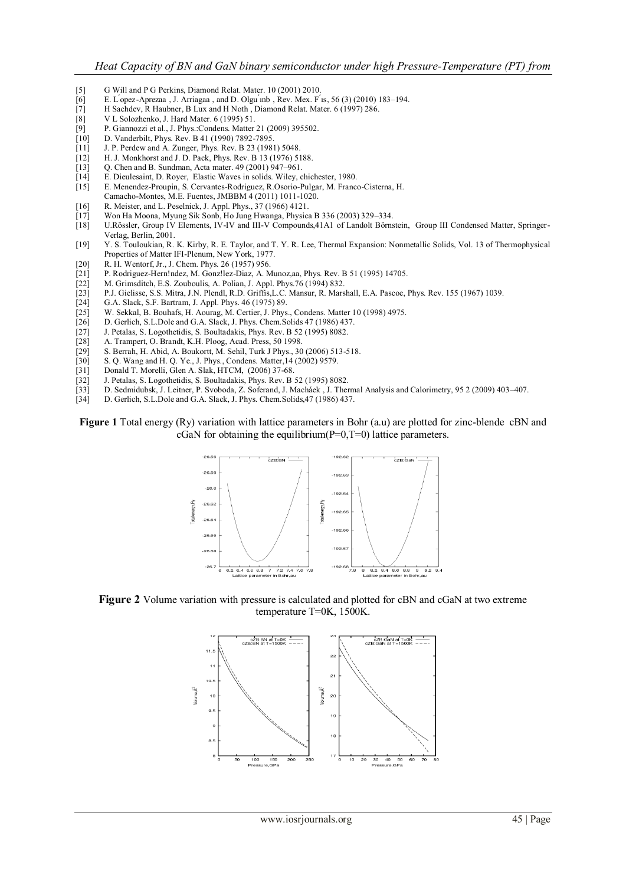[5] G Will and P G Perkins, Diamond Relat. Mater. 10 (2001) 2010.
[6] E. L´opez-Aprezaa , J. Arriagaa , and D. Olgu´ınb , Rev. Mex. F´ıs, 56 (3) (2010) 183–194.
[7] H Sachdev, R Haubner, B Lux and H Noth , Diamond Relat. Mater. 6 (1997) 286.
[8] V L Solozhenko, J. Hard Mater. 6 (1995) 51.
[9] P. Giannozzi et al., J. Phys.:Condens. Matter 21 (2009) 395502.
[10] D. Vanderbilt, Phys. Rev. B 41 (1990) 7892-7895.
[11] J. P. Perdew and A. Zunger, Phys. Rev. B 23 (1981) 5048.
[12] H. J. Monkhorst and J. D. Pack, Phys. Rev. B 13 (1976) 5188.
[13] Q. Chen and B. Sundman, Acta mater. 49 (2001) 947–961.
[14] E. Dieulesaint, D. Royer, Elastic Waves in solids. Wiley, chichester, 1980.
[15] E. Menendez-Proupin, S. Cervantes-Rodriguez, R.Osorio-Pulgar, M. Franco-Cisterna, H. Camacho-Montes, M.E. Fuentes, JMBBM 4 (2011) 1011-1020.
[16] R. Meister, and L. Peselnick, J. Appl. Phys., 37 (1966) 4121.
[17] Won Ha Moona, Myung Sik Sonb, Ho Jung Hwanga, Physica B 336 (2003) 329–334.
[18] U.Rössler, Group IV Elements, IV-IV and III-V Compounds,41A1 of Landolt Börnstein, Group III Condensed Matter, Springer-Verlag, Berlin, 2001.
[19] Y. S. Touloukian, R. K. Kirby, R. E. Taylor, and T. Y. R. Lee, Thermal Expansion: Nonmetallic Solids, Vol. 13 of Thermophysical Properties of Matter IFI-Plenum, New York, 1977.
[20] R. H. Wentorf, Jr., J. Chem. Phys. 26 (1957) 956.
[21] P. Rodriguez-Hern!ndez, M. Gonz!lez-Diaz, A. Munoz,aa, Phys. Rev. B 51 (1995) 14705.
[22] M. Grimsditch, E.S. Zouboulis, A. Polian, J. Appl. Phys.76 (1994) 832.
[23] P.J. Gielisse, S.S. Mitra, J.N. Plendl, R.D. Griffis,L.C. Mansur, R. Marshall, E.A. Pascoe, Phys. Rev. 155 (1967) 1039.
[24] G.A. Slack, S.F. Bartram, J. Appl. Phys. 46 (1975) 89.
[25] W. Sekkal, B. Bouhafs, H. Aourag, M. Certier, J. Phys., Condens. Matter 10 (1998) 4975.
[26] D. Gerlich, S.L.Dole and G.A. Slack, J. Phys. Chem.Solids 47 (1986) 437.
[27] J. Petalas, S. Logothetidis, S. Boultadakis, Phys. Rev. B 52 (1995) 8082.
[28] A. Trampert, O. Brandt, K.H. Ploog, Acad. Press, 50 1998.
[29] S. Berrah, H. Abid, A. Boukortt, M. Sehil, Turk J Phys., 30 (2006) 513-518.
[30] S. Q. Wang and H. Q. Ye., J. Phys., Condens. Matter,14 (2002) 9579.
[31] Donald T. Morelli, Glen A. Slak, HTCM, (2006) 37-68.
[32] J. Petalas, S. Logothetidis, S. Boultadakis, Phys. Rev. B 52 (1995) 8082.
[33] D. Sedmidubsk, J. Leitner, P. Svoboda, Z. Soferand, J. Macháek , J. Thermal Analysis and Calorimetry, 95 2 (2009) 403–407.
[34] D. Gerlich, S.L.Dole and G.A. Slack, J. Phys. Chem.Solids,47 (1986) 437.

**Figure 1** Total energy (Ry) variation with lattice parameters in Bohr (a.u) are plotted for zinc-blende cBN and cGaN for obtaining the equilibrium(P=0,T=0) lattice parameters.

**Figure 2** Volume variation with pressure is calculated and plotted for cBN and cGaN at two extreme temperature T=0K, 1500K.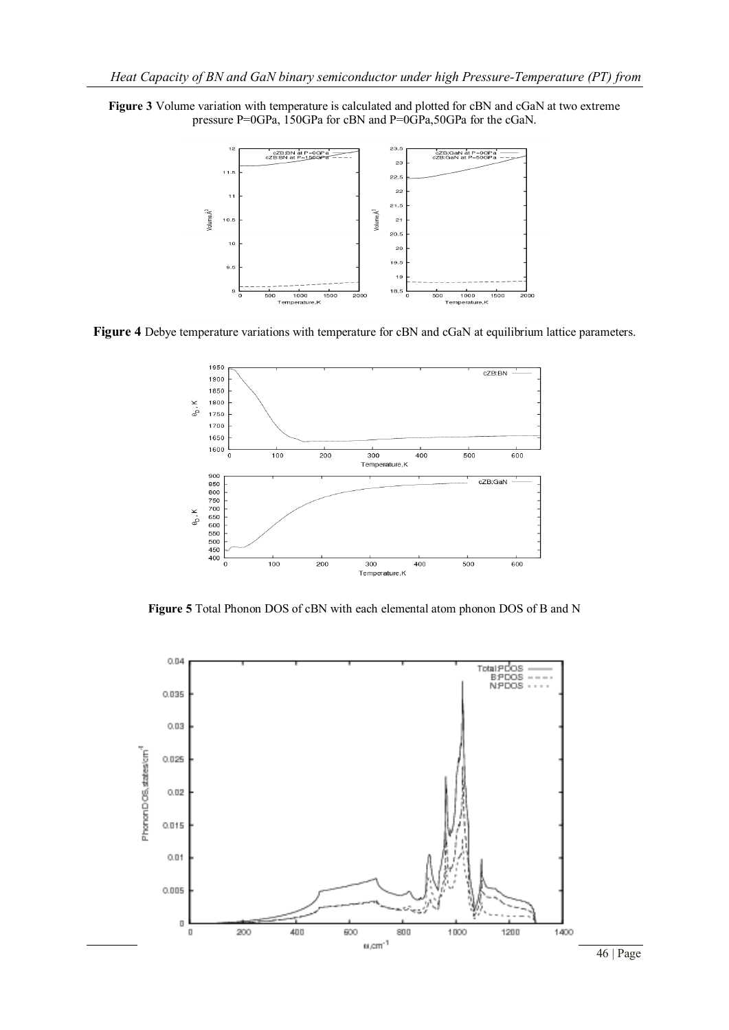**Figure 3** Volume variation with temperature is calculated and plotted for cBN and cGaN at two extreme pressure P=0GPa, 150GPa for cBN and P=0GPa,50GPa for the cGaN.

**Figure 4** Debye temperature variations with temperature for cBN and cGaN at equilibrium lattice parameters.

**Figure 5** Total Phonon DOS of cBN with each elemental atom phonon DOS of B and N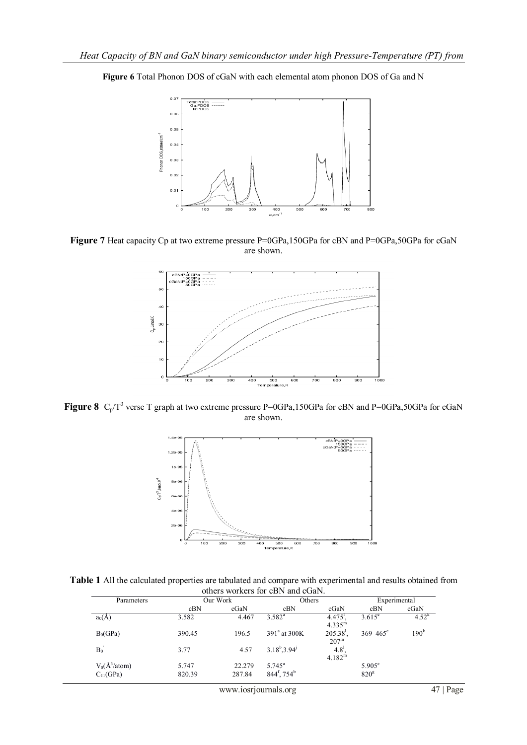**Figure 6** Total Phonon DOS of cGaN with each elemental atom phonon DOS of Ga and N

**Figure 7** Heat capacity Cp at two extreme pressure P=0GPa,150GPa for cBN and P=0GPa,50GPa for cGaN are shown.

**Figure 8** $C_p/T^3$ verse T graph at two extreme pressure P=0GPa,150GPa for cBN and P=0GPa,50GPa for cGaN are shown.

**Table 1** All the calculated properties are tabulated and compare with experimental and results obtained from others workers for cBN and cGaN.

| Parameters | Our Work | | Others | | Experimental | |
|---|---|---|---|---|---|---|
| | cBN | cGaN | cBN | cGaN | cBN | cGaN |
| $a_0$(Å) | 3.582 | 4.467 | 3.582[a] | 4.475[l], 4.335[m] | 3.615[e] | 4.52[k] |
| $B_0$(GPa) | 390.45 | 196.5 | 391[a] at 300K | 205.38[l], 207[m] | 369–465[c] | 190[k] |
| $B_0'$ | 3.77 | 4.57 | 3.18[b],3.94[j] | 4.8[l], 4.182[m] | | |
| $V_0$(Å$^3$/atom) | 5.747 | 22.279 | 5.745[a] | | 5.905[e] | |
| $C_{11}$(GPa) | 820.39 | 287.84 | 844[f], 754[b] | | 820[g] | |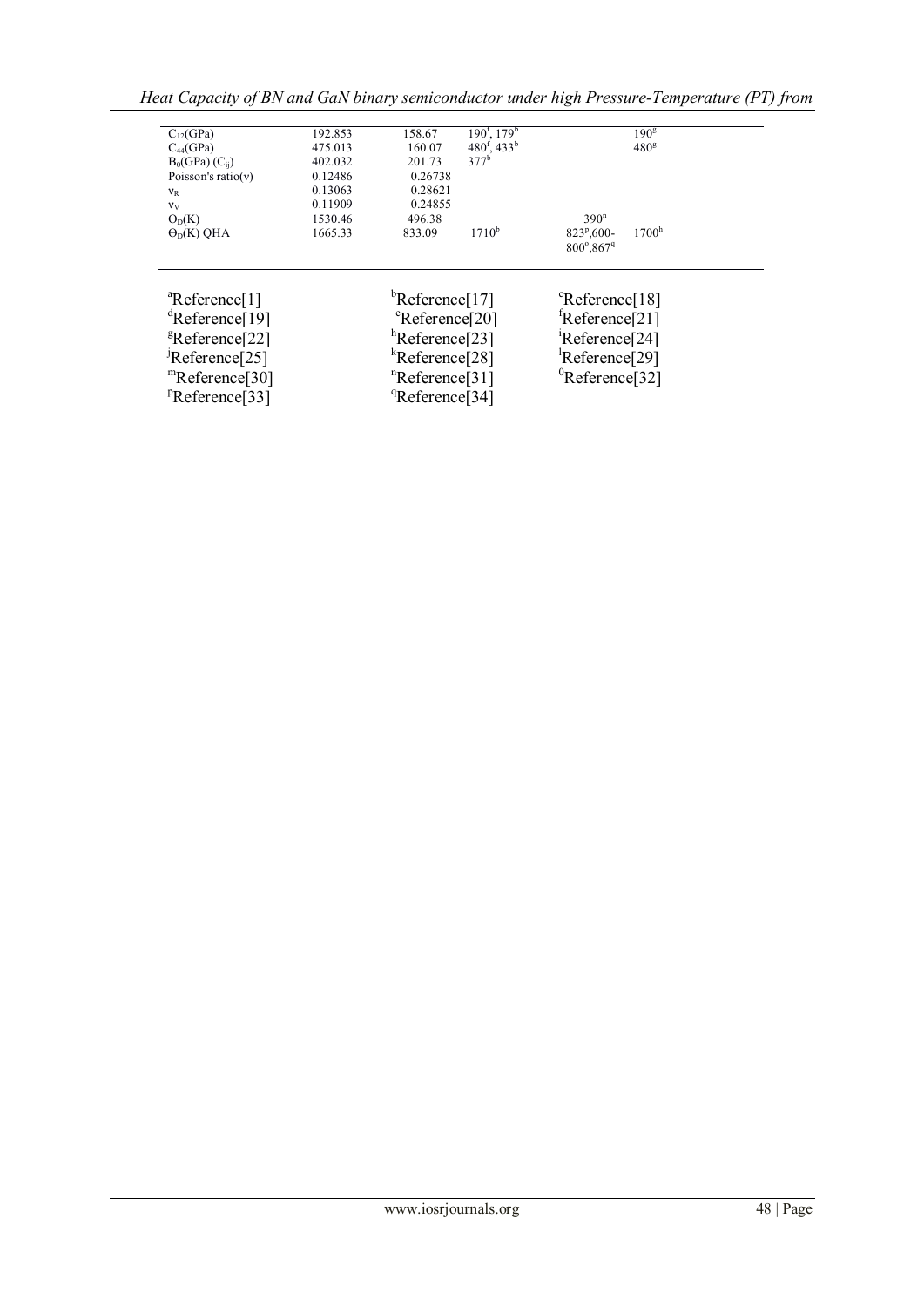| | | | | | |
|---|---|---|---|---|---|
| $C_{12}$(GPa) | 192.853 | 158.67 | 190[f], 179[b] | | 190[g] |
| $C_{44}$(GPa) | 475.013 | 160.07 | 480[f], 433[b] | | 480[g] |
| $B_0$(GPa) ($C_{ij}$) | 402.032 | 201.73 | 377[b] | | |
| Poisson's ratio(ν) | 0.12486 | 0.26738 | | | |
| $\nu_R$ | 0.13063 | 0.28621 | | | |
| $\nu_V$ | 0.11909 | 0.24855 | | | |
| $\Theta_D$(K) | 1530.46 | 496.38 | | 390[n] | |
| $\Theta_D$(K) QHA | 1665.33 | 833.09 | 1710[b] | 823[p],600-800[o],867[q] | 1700[h] |

[a]Reference[1] [b]Reference[17] [c]Reference[18]
[d]Reference[19] [e]Reference[20] [f]Reference[21]
[g]Reference[22] [h]Reference[23] [i]Reference[24]
[j]Reference[25] [k]Reference[28] [l]Reference[29]
[m]Reference[30] [n]Reference[31] [0]Reference[32]
[p]Reference[33] [q]Reference[34]